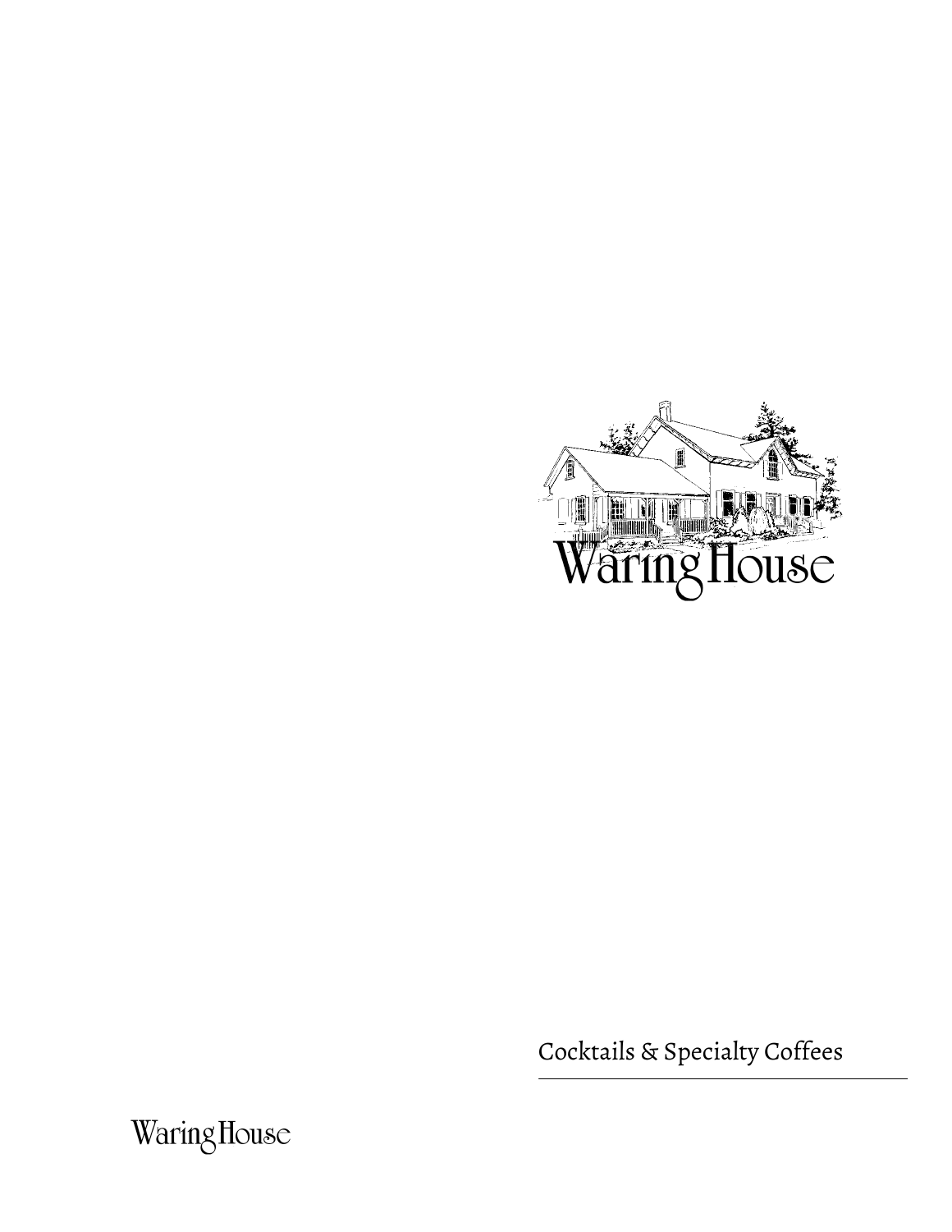# Waring House

Cocktails & Specialty Coffees

Waring House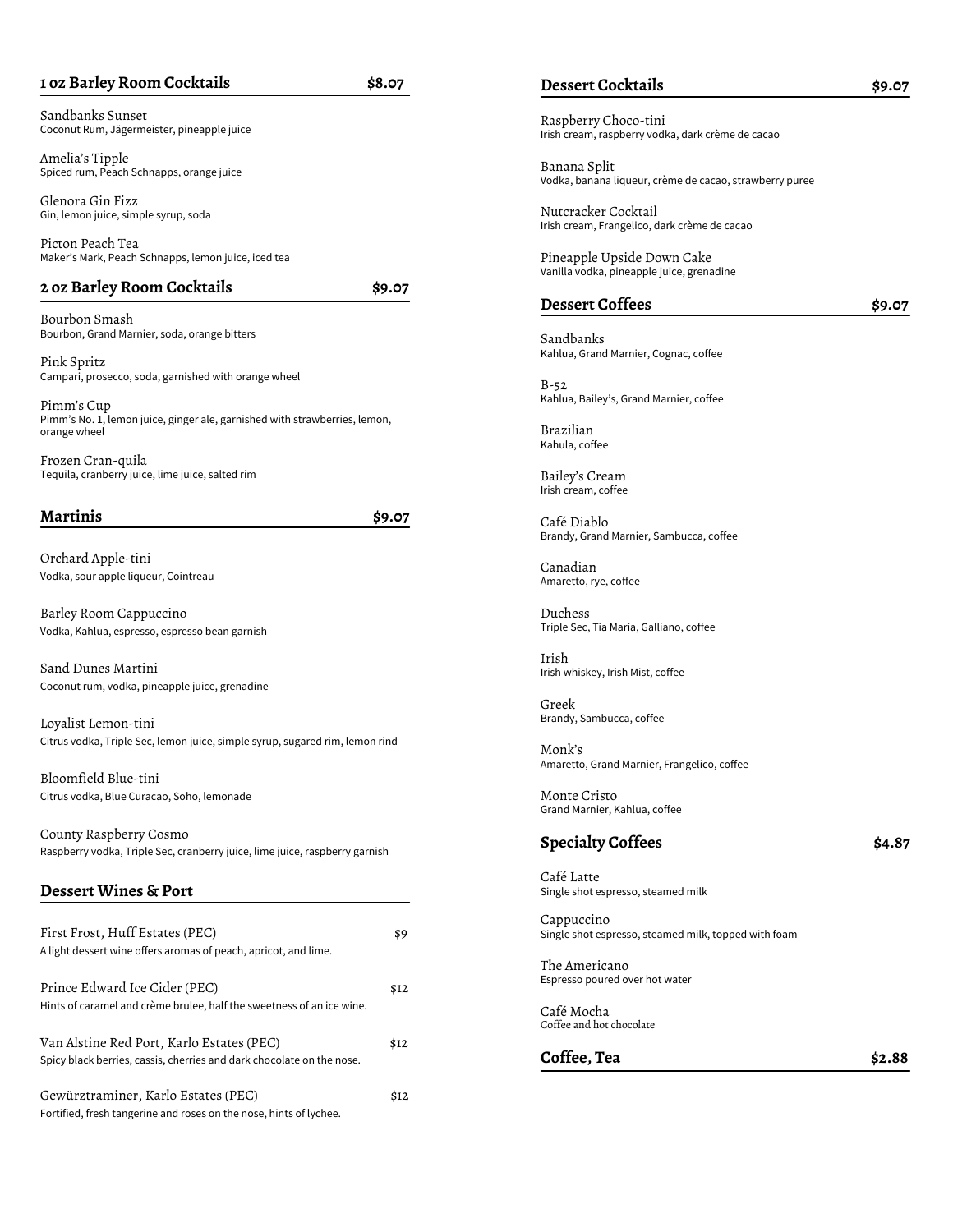## 1 oz Barley Room Cocktails — $8.07

Sandbanks Sunset
Coconut Rum, Jägermeister, pineapple juice

Amelia's Tipple
Spiced rum, Peach Schnapps, orange juice

Glenora Gin Fizz
Gin, lemon juice, simple syrup, soda

Picton Peach Tea
Maker's Mark, Peach Schnapps, lemon juice, iced tea

## 2 oz Barley Room Cocktails — $9.07

Bourbon Smash
Bourbon, Grand Marnier, soda, orange bitters

Pink Spritz
Campari, prosecco, soda, garnished with orange wheel

Pimm's Cup
Pimm's No. 1, lemon juice, ginger ale, garnished with strawberries, lemon, orange wheel

Frozen Cran-quila
Tequila, cranberry juice, lime juice, salted rim

## Martinis — $9.07

Orchard Apple-tini
Vodka, sour apple liqueur, Cointreau

Barley Room Cappuccino
Vodka, Kahlua, espresso, espresso bean garnish

Sand Dunes Martini
Coconut rum, vodka, pineapple juice, grenadine

Loyalist Lemon-tini
Citrus vodka, Triple Sec, lemon juice, simple syrup, sugared rim, lemon rind

Bloomfield Blue-tini
Citrus vodka, Blue Curacao, Soho, lemonade

County Raspberry Cosmo
Raspberry vodka, Triple Sec, cranberry juice, lime juice, raspberry garnish

## Dessert Wines & Port

First Frost, Huff Estates (PEC) — $9
A light dessert wine offers aromas of peach, apricot, and lime.

Prince Edward Ice Cider (PEC) — $12
Hints of caramel and crème brulee, half the sweetness of an ice wine.

Van Alstine Red Port, Karlo Estates (PEC) — $12
Spicy black berries, cassis, cherries and dark chocolate on the nose.

Gewürztraminer, Karlo Estates (PEC) — $12
Fortified, fresh tangerine and roses on the nose, hints of lychee.

## Dessert Cocktails — $9.07

Raspberry Choco-tini
Irish cream, raspberry vodka, dark crème de cacao

Banana Split
Vodka, banana liqueur, crème de cacao, strawberry puree

Nutcracker Cocktail
Irish cream, Frangelico, dark crème de cacao

Pineapple Upside Down Cake
Vanilla vodka, pineapple juice, grenadine

## Dessert Coffees — $9.07

Sandbanks
Kahlua, Grand Marnier, Cognac, coffee

B-52
Kahlua, Bailey's, Grand Marnier, coffee

Brazilian
Kahula, coffee

Bailey's Cream
Irish cream, coffee

Café Diablo
Brandy, Grand Marnier, Sambucca, coffee

Canadian
Amaretto, rye, coffee

Duchess
Triple Sec, Tia Maria, Galliano, coffee

Irish
Irish whiskey, Irish Mist, coffee

Greek
Brandy, Sambucca, coffee

Monk's
Amaretto, Grand Marnier, Frangelico, coffee

Monte Cristo
Grand Marnier, Kahlua, coffee

## Specialty Coffees — $4.87

Café Latte
Single shot espresso, steamed milk

Cappuccino
Single shot espresso, steamed milk, topped with foam

The Americano
Espresso poured over hot water

Café Mocha
Coffee and hot chocolate

## Coffee, Tea — $2.88